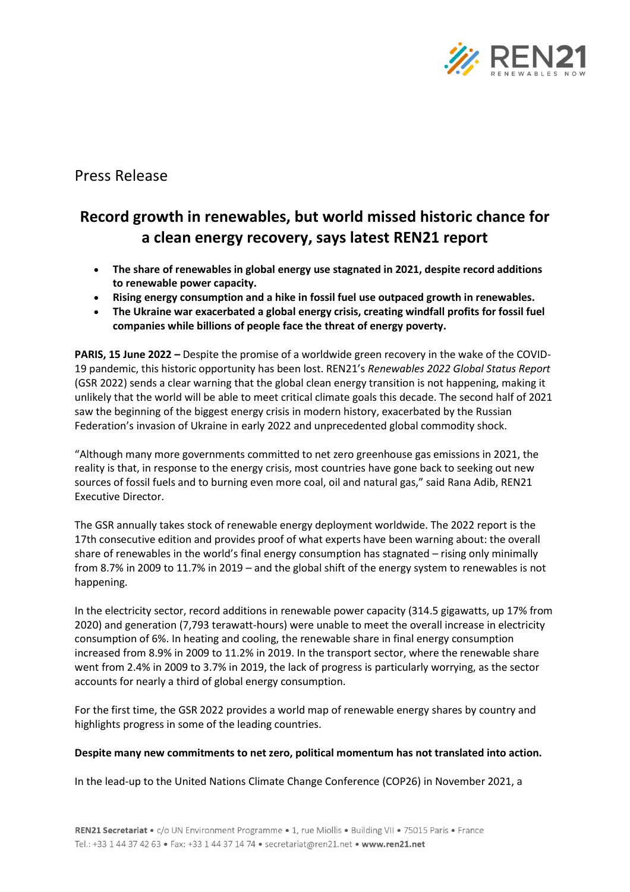Press Release

# Record growth in renewables, but world missed historic chance for a clean energy recovery, says latest REN21 report

- **The share of renewables in global energy use stagnated in 2021, despite record additions to renewable power capacity.**
- **Rising energy consumption and a hike in fossil fuel use outpaced growth in renewables.**
- **The Ukraine war exacerbated a global energy crisis, creating windfall profits for fossil fuel companies while billions of people face the threat of energy poverty.**

**PARIS, 15 June 2022 –** Despite the promise of a worldwide green recovery in the wake of the COVID-19 pandemic, this historic opportunity has been lost. REN21's *Renewables 2022 Global Status Report* (GSR 2022) sends a clear warning that the global clean energy transition is not happening, making it unlikely that the world will be able to meet critical climate goals this decade. The second half of 2021 saw the beginning of the biggest energy crisis in modern history, exacerbated by the Russian Federation's invasion of Ukraine in early 2022 and unprecedented global commodity shock.

"Although many more governments committed to net zero greenhouse gas emissions in 2021, the reality is that, in response to the energy crisis, most countries have gone back to seeking out new sources of fossil fuels and to burning even more coal, oil and natural gas," said Rana Adib, REN21 Executive Director.

The GSR annually takes stock of renewable energy deployment worldwide. The 2022 report is the 17th consecutive edition and provides proof of what experts have been warning about: the overall share of renewables in the world's final energy consumption has stagnated – rising only minimally from 8.7% in 2009 to 11.7% in 2019 – and the global shift of the energy system to renewables is not happening.

In the electricity sector, record additions in renewable power capacity (314.5 gigawatts, up 17% from 2020) and generation (7,793 terawatt-hours) were unable to meet the overall increase in electricity consumption of 6%. In heating and cooling, the renewable share in final energy consumption increased from 8.9% in 2009 to 11.2% in 2019. In the transport sector, where the renewable share went from 2.4% in 2009 to 3.7% in 2019, the lack of progress is particularly worrying, as the sector accounts for nearly a third of global energy consumption.

For the first time, the GSR 2022 provides a world map of renewable energy shares by country and highlights progress in some of the leading countries.

**Despite many new commitments to net zero, political momentum has not translated into action.**

In the lead-up to the United Nations Climate Change Conference (COP26) in November 2021, a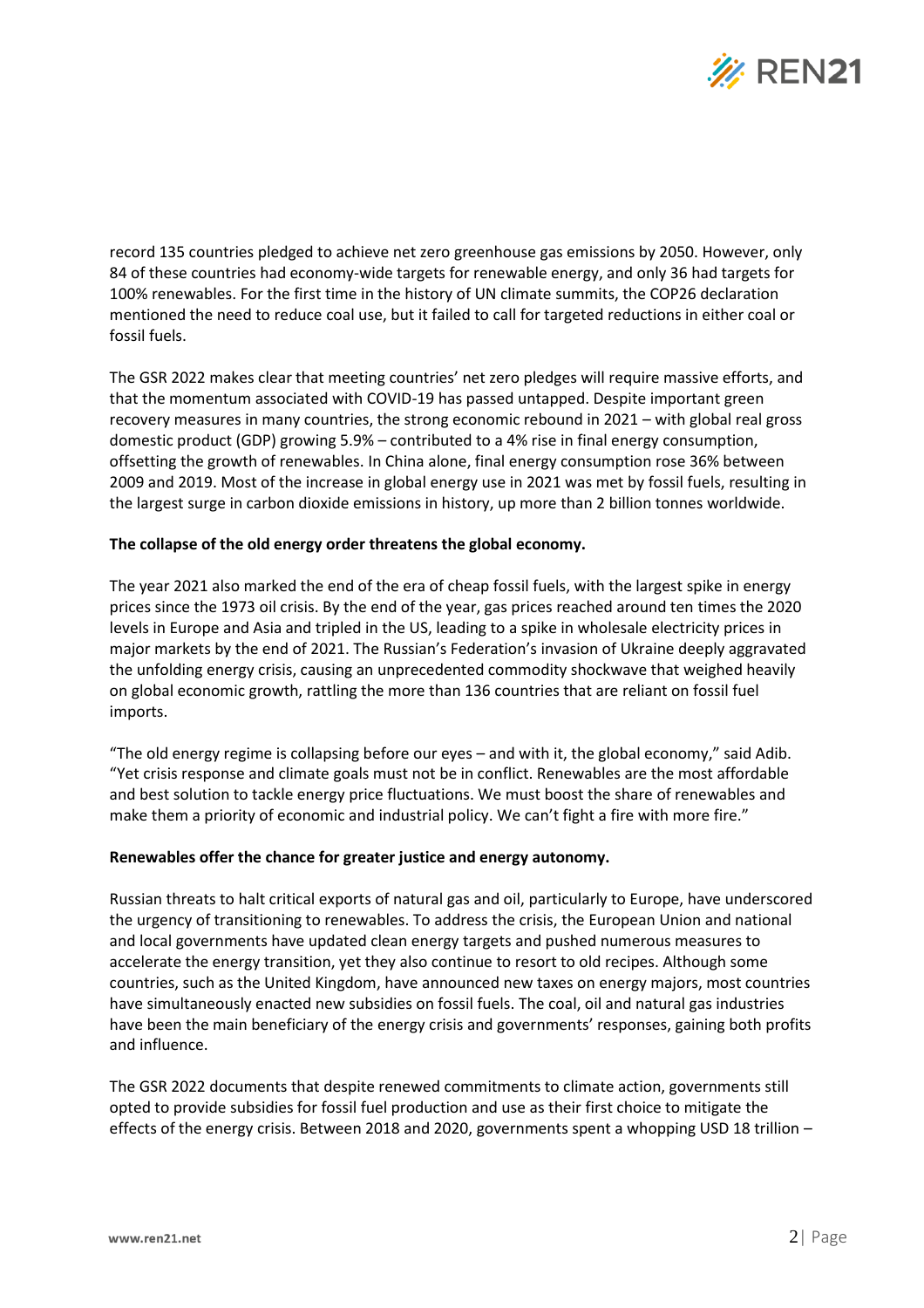record 135 countries pledged to achieve net zero greenhouse gas emissions by 2050. However, only 84 of these countries had economy-wide targets for renewable energy, and only 36 had targets for 100% renewables. For the first time in the history of UN climate summits, the COP26 declaration mentioned the need to reduce coal use, but it failed to call for targeted reductions in either coal or fossil fuels.

The GSR 2022 makes clear that meeting countries' net zero pledges will require massive efforts, and that the momentum associated with COVID-19 has passed untapped. Despite important green recovery measures in many countries, the strong economic rebound in 2021 – with global real gross domestic product (GDP) growing 5.9% – contributed to a 4% rise in final energy consumption, offsetting the growth of renewables. In China alone, final energy consumption rose 36% between 2009 and 2019. Most of the increase in global energy use in 2021 was met by fossil fuels, resulting in the largest surge in carbon dioxide emissions in history, up more than 2 billion tonnes worldwide.

**The collapse of the old energy order threatens the global economy.**

The year 2021 also marked the end of the era of cheap fossil fuels, with the largest spike in energy prices since the 1973 oil crisis. By the end of the year, gas prices reached around ten times the 2020 levels in Europe and Asia and tripled in the US, leading to a spike in wholesale electricity prices in major markets by the end of 2021. The Russian's Federation's invasion of Ukraine deeply aggravated the unfolding energy crisis, causing an unprecedented commodity shockwave that weighed heavily on global economic growth, rattling the more than 136 countries that are reliant on fossil fuel imports.

"The old energy regime is collapsing before our eyes – and with it, the global economy," said Adib. "Yet crisis response and climate goals must not be in conflict. Renewables are the most affordable and best solution to tackle energy price fluctuations. We must boost the share of renewables and make them a priority of economic and industrial policy. We can't fight a fire with more fire."

**Renewables offer the chance for greater justice and energy autonomy.**

Russian threats to halt critical exports of natural gas and oil, particularly to Europe, have underscored the urgency of transitioning to renewables. To address the crisis, the European Union and national and local governments have updated clean energy targets and pushed numerous measures to accelerate the energy transition, yet they also continue to resort to old recipes. Although some countries, such as the United Kingdom, have announced new taxes on energy majors, most countries have simultaneously enacted new subsidies on fossil fuels. The coal, oil and natural gas industries have been the main beneficiary of the energy crisis and governments' responses, gaining both profits and influence.

The GSR 2022 documents that despite renewed commitments to climate action, governments still opted to provide subsidies for fossil fuel production and use as their first choice to mitigate the effects of the energy crisis. Between 2018 and 2020, governments spent a whopping USD 18 trillion –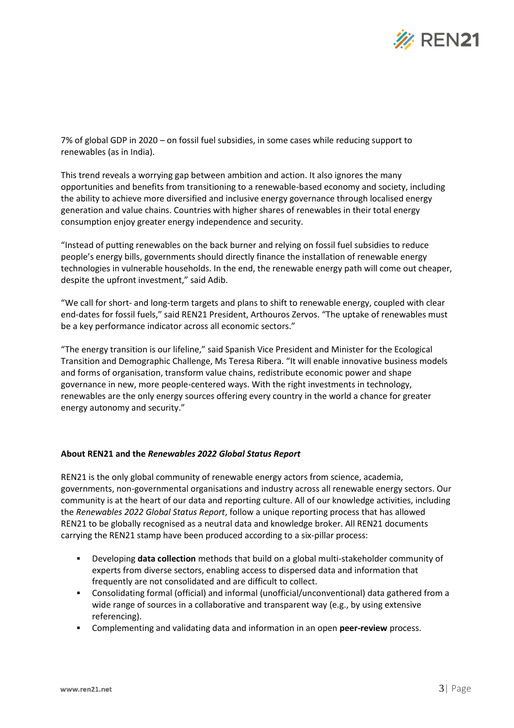7% of global GDP in 2020 – on fossil fuel subsidies, in some cases while reducing support to renewables (as in India).

This trend reveals a worrying gap between ambition and action. It also ignores the many opportunities and benefits from transitioning to a renewable-based economy and society, including the ability to achieve more diversified and inclusive energy governance through localised energy generation and value chains. Countries with higher shares of renewables in their total energy consumption enjoy greater energy independence and security.

"Instead of putting renewables on the back burner and relying on fossil fuel subsidies to reduce people's energy bills, governments should directly finance the installation of renewable energy technologies in vulnerable households. In the end, the renewable energy path will come out cheaper, despite the upfront investment," said Adib.

"We call for short- and long-term targets and plans to shift to renewable energy, coupled with clear end-dates for fossil fuels," said REN21 President, Arthouros Zervos. "The uptake of renewables must be a key performance indicator across all economic sectors."

"The energy transition is our lifeline," said Spanish Vice President and Minister for the Ecological Transition and Demographic Challenge, Ms Teresa Ribera. "It will enable innovative business models and forms of organisation, transform value chains, redistribute economic power and shape governance in new, more people-centered ways. With the right investments in technology, renewables are the only energy sources offering every country in the world a chance for greater energy autonomy and security."

**About REN21 and the *Renewables 2022 Global Status Report***

REN21 is the only global community of renewable energy actors from science, academia, governments, non-governmental organisations and industry across all renewable energy sectors. Our community is at the heart of our data and reporting culture. All of our knowledge activities, including the *Renewables 2022 Global Status Report*, follow a unique reporting process that has allowed REN21 to be globally recognised as a neutral data and knowledge broker. All REN21 documents carrying the REN21 stamp have been produced according to a six-pillar process:

- Developing **data collection** methods that build on a global multi-stakeholder community of experts from diverse sectors, enabling access to dispersed data and information that frequently are not consolidated and are difficult to collect.
- Consolidating formal (official) and informal (unofficial/unconventional) data gathered from a wide range of sources in a collaborative and transparent way (e.g., by using extensive referencing).
- Complementing and validating data and information in an open **peer-review** process.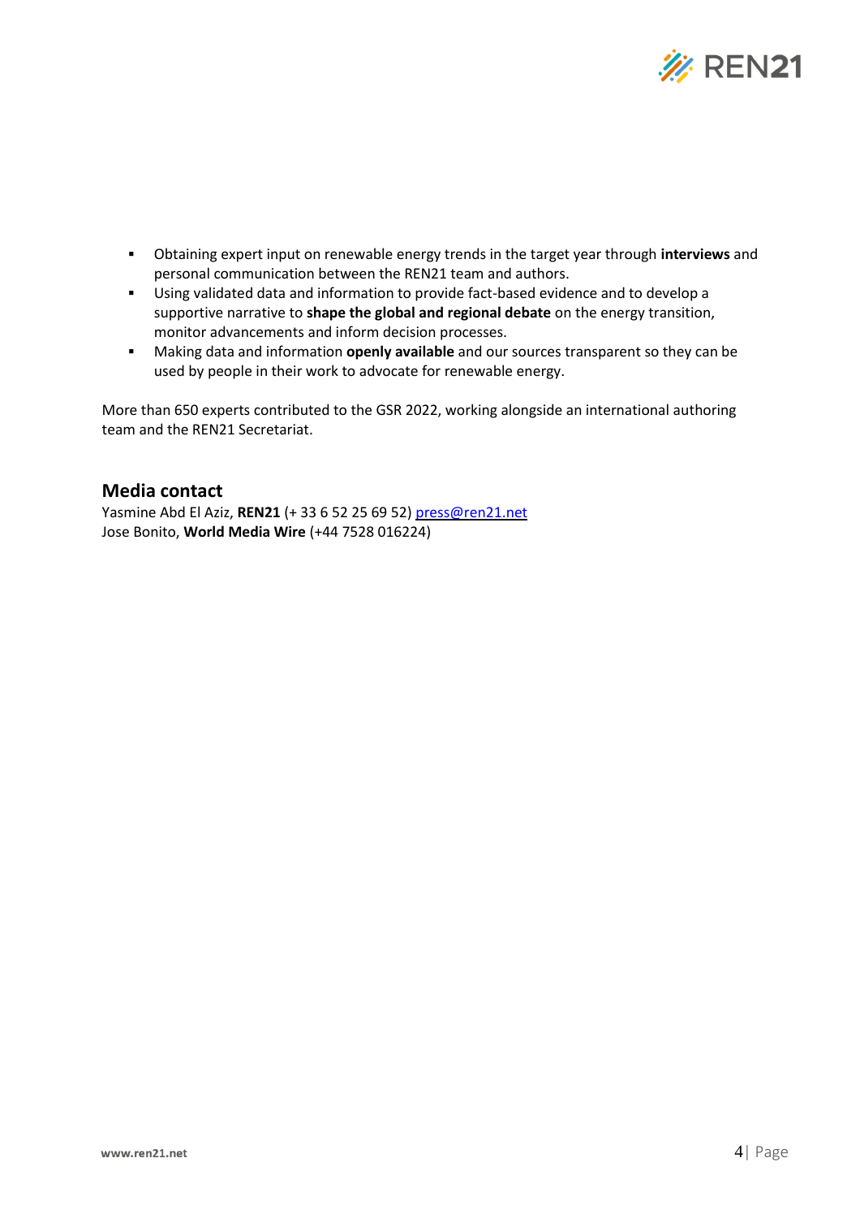- Obtaining expert input on renewable energy trends in the target year through **interviews** and personal communication between the REN21 team and authors.
- Using validated data and information to provide fact-based evidence and to develop a supportive narrative to **shape the global and regional debate** on the energy transition, monitor advancements and inform decision processes.
- Making data and information **openly available** and our sources transparent so they can be used by people in their work to advocate for renewable energy.

More than 650 experts contributed to the GSR 2022, working alongside an international authoring team and the REN21 Secretariat.

## Media contact

Yasmine Abd El Aziz, **REN21** (+ 33 6 52 25 69 52) press@ren21.net
Jose Bonito, **World Media Wire** (+44 7528 016224)